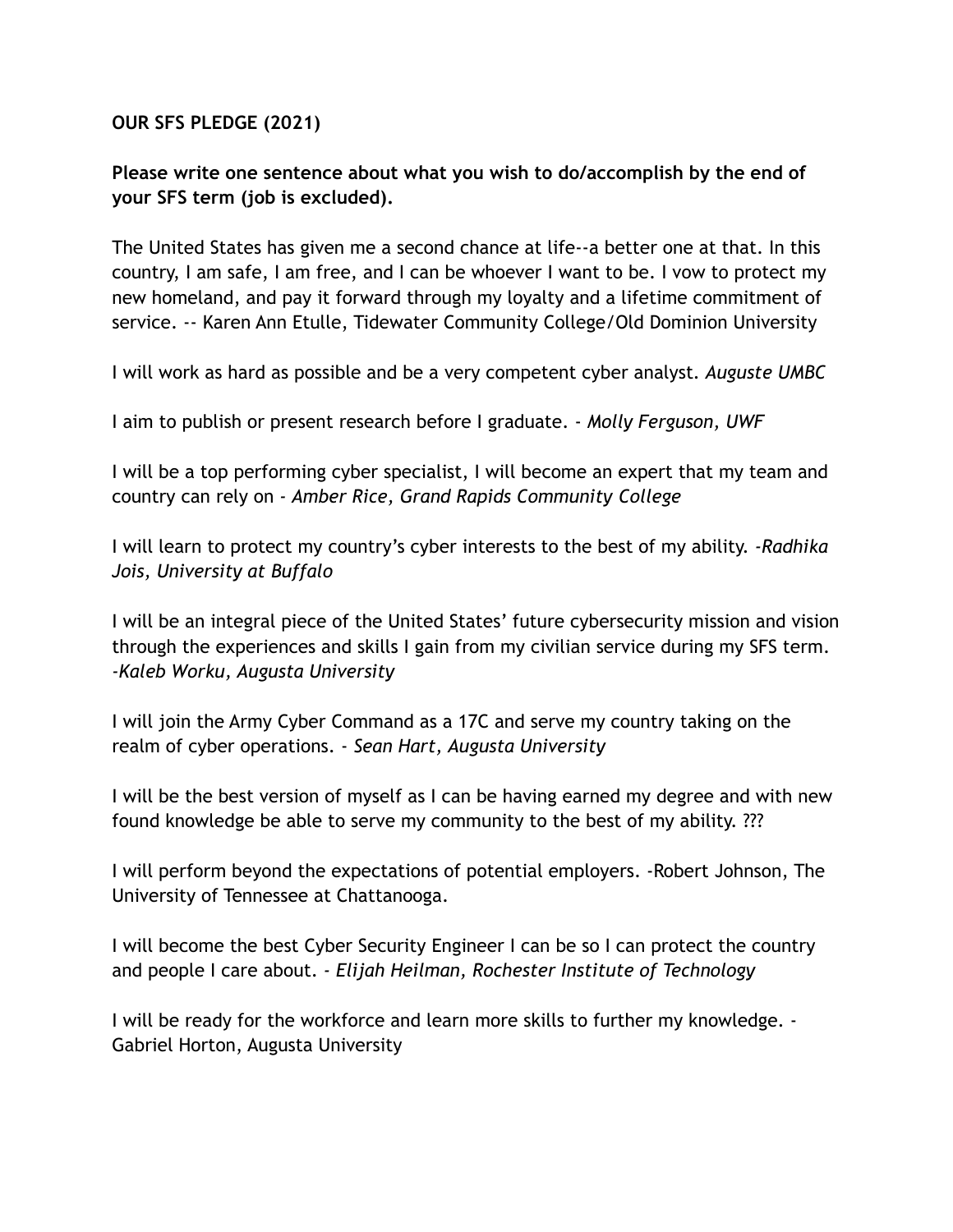**OUR SFS PLEDGE (2021)**

**Please write one sentence about what you wish to do/accomplish by the end of your SFS term (job is excluded).**

The United States has given me a second chance at life--a better one at that. In this country, I am safe, I am free, and I can be whoever I want to be. I vow to protect my new homeland, and pay it forward through my loyalty and a lifetime commitment of service. -- Karen Ann Etulle, Tidewater Community College/Old Dominion University

I will work as hard as possible and be a very competent cyber analyst. *Auguste UMBC*

I aim to publish or present research before I graduate. - *Molly Ferguson, UWF*

I will be a top performing cyber specialist, I will become an expert that my team and country can rely on - *Amber Rice, Grand Rapids Community College*

I will learn to protect my country's cyber interests to the best of my ability. -*Radhika Jois, University at Buffalo*

I will be an integral piece of the United States' future cybersecurity mission and vision through the experiences and skills I gain from my civilian service during my SFS term. -*Kaleb Worku, Augusta University*

I will join the Army Cyber Command as a 17C and serve my country taking on the realm of cyber operations. - *Sean Hart, Augusta University*

I will be the best version of myself as I can be having earned my degree and with new found knowledge be able to serve my community to the best of my ability. ???

I will perform beyond the expectations of potential employers. -Robert Johnson, The University of Tennessee at Chattanooga.

I will become the best Cyber Security Engineer I can be so I can protect the country and people I care about. - *Elijah Heilman, Rochester Institute of Technology*

I will be ready for the workforce and learn more skills to further my knowledge. - Gabriel Horton, Augusta University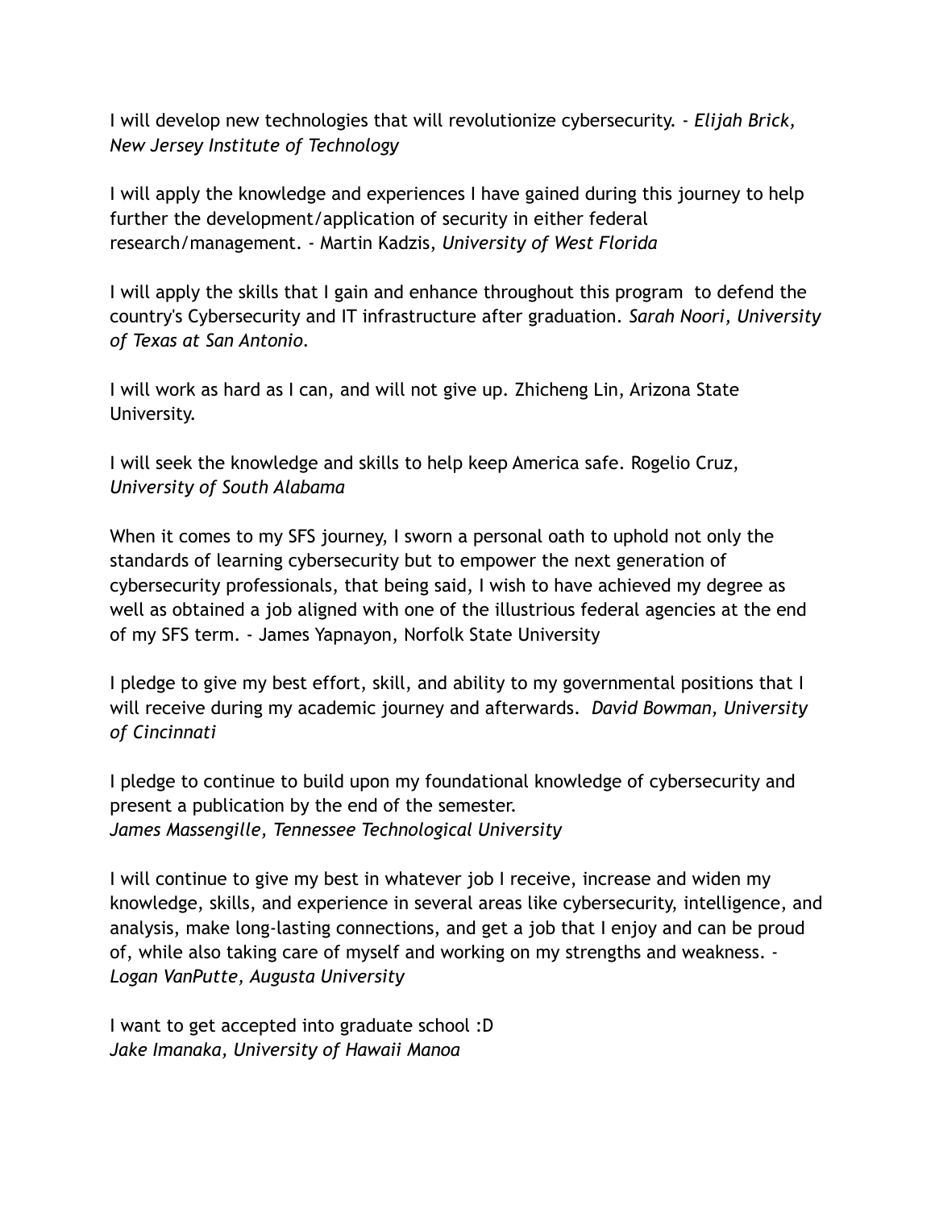I will develop new technologies that will revolutionize cybersecurity. - *Elijah Brick, New Jersey Institute of Technology*

I will apply the knowledge and experiences I have gained during this journey to help further the development/application of security in either federal research/management. - Martin Kadzis, *University of West Florida*

I will apply the skills that I gain and enhance throughout this program to defend the country's Cybersecurity and IT infrastructure after graduation. *Sarah Noori, University of Texas at San Antonio.*

I will work as hard as I can, and will not give up. Zhicheng Lin, Arizona State University.

I will seek the knowledge and skills to help keep America safe. Rogelio Cruz, *University of South Alabama*

When it comes to my SFS journey, I sworn a personal oath to uphold not only the standards of learning cybersecurity but to empower the next generation of cybersecurity professionals, that being said, I wish to have achieved my degree as well as obtained a job aligned with one of the illustrious federal agencies at the end of my SFS term. - James Yapnayon, Norfolk State University

I pledge to give my best effort, skill, and ability to my governmental positions that I will receive during my academic journey and afterwards. *David Bowman, University of Cincinnati*

I pledge to continue to build upon my foundational knowledge of cybersecurity and present a publication by the end of the semester.
*James Massengille, Tennessee Technological University*

I will continue to give my best in whatever job I receive, increase and widen my knowledge, skills, and experience in several areas like cybersecurity, intelligence, and analysis, make long-lasting connections, and get a job that I enjoy and can be proud of, while also taking care of myself and working on my strengths and weakness. - *Logan VanPutte, Augusta University*

I want to get accepted into graduate school :D
*Jake Imanaka, University of Hawaii Manoa*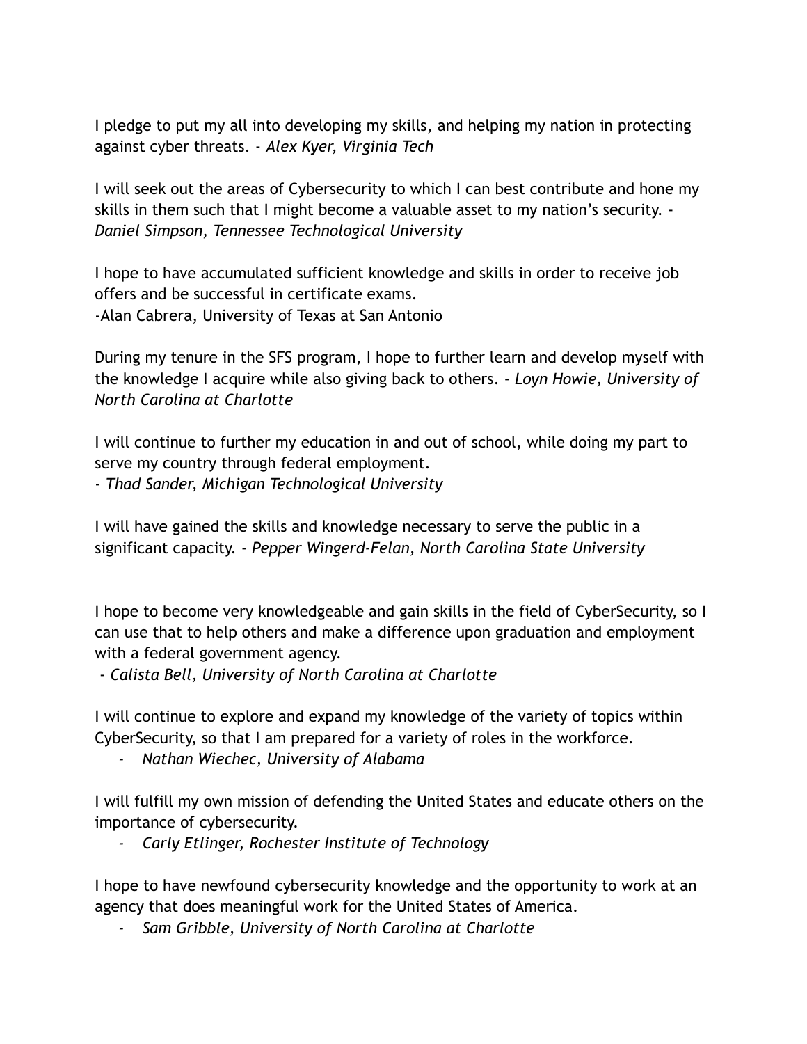I pledge to put my all into developing my skills, and helping my nation in protecting against cyber threats. - *Alex Kyer, Virginia Tech*

I will seek out the areas of Cybersecurity to which I can best contribute and hone my skills in them such that I might become a valuable asset to my nation's security. - *Daniel Simpson, Tennessee Technological University*

I hope to have accumulated sufficient knowledge and skills in order to receive job offers and be successful in certificate exams.
-Alan Cabrera, University of Texas at San Antonio

During my tenure in the SFS program, I hope to further learn and develop myself with the knowledge I acquire while also giving back to others. - *Loyn Howie, University of North Carolina at Charlotte*

I will continue to further my education in and out of school, while doing my part to serve my country through federal employment.
- *Thad Sander, Michigan Technological University*

I will have gained the skills and knowledge necessary to serve the public in a significant capacity. - *Pepper Wingerd-Felan, North Carolina State University*

I hope to become very knowledgeable and gain skills in the field of CyberSecurity, so I can use that to help others and make a difference upon graduation and employment with a federal government agency.
- *Calista Bell, University of North Carolina at Charlotte*

I will continue to explore and expand my knowledge of the variety of topics within CyberSecurity, so that I am prepared for a variety of roles in the workforce.

- *Nathan Wiechec, University of Alabama*

I will fulfill my own mission of defending the United States and educate others on the importance of cybersecurity.

- *Carly Etlinger, Rochester Institute of Technology*

I hope to have newfound cybersecurity knowledge and the opportunity to work at an agency that does meaningful work for the United States of America.

- *Sam Gribble, University of North Carolina at Charlotte*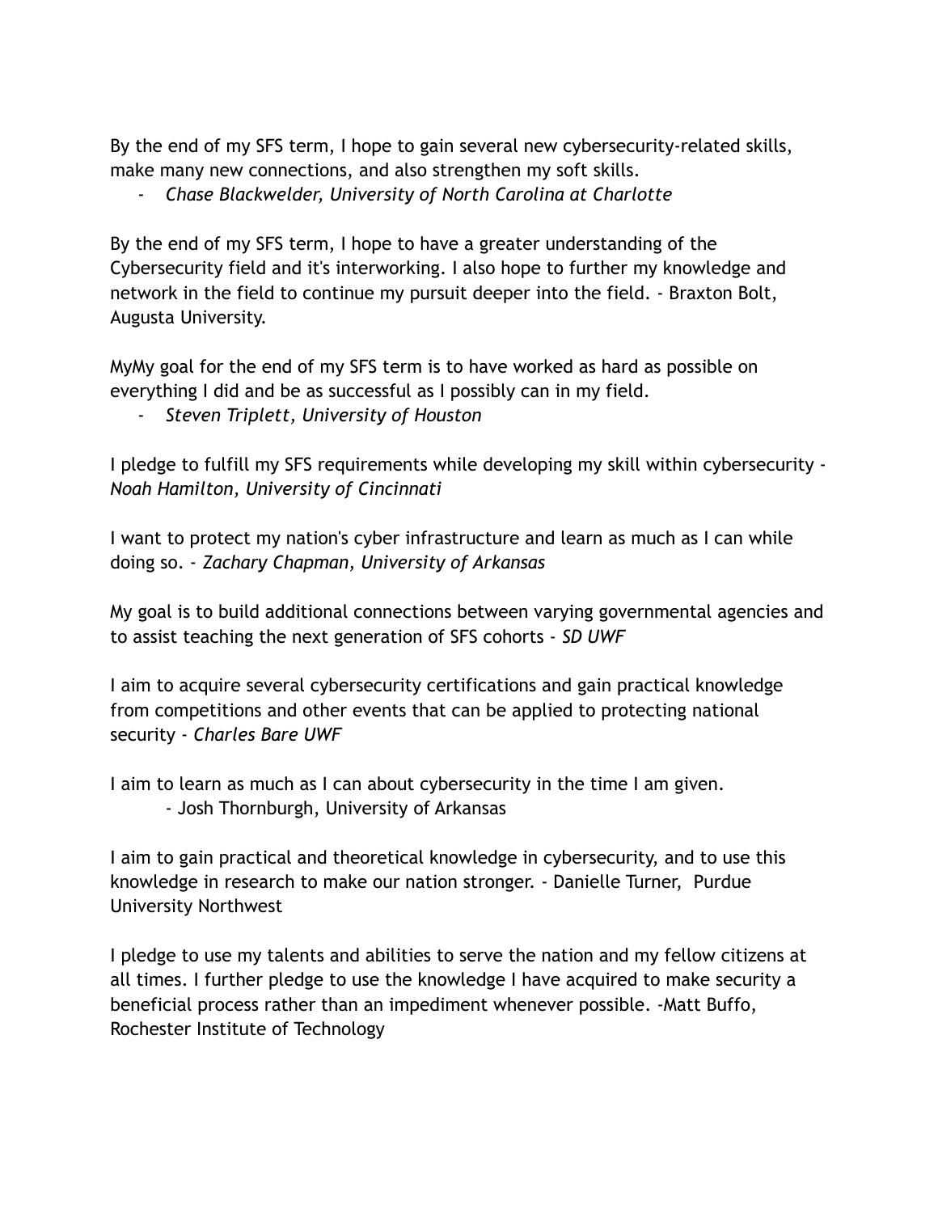By the end of my SFS term, I hope to gain several new cybersecurity-related skills, make many new connections, and also strengthen my soft skills.

- *Chase Blackwelder, University of North Carolina at Charlotte*

By the end of my SFS term, I hope to have a greater understanding of the Cybersecurity field and it's interworking. I also hope to further my knowledge and network in the field to continue my pursuit deeper into the field. - Braxton Bolt, Augusta University.

MyMy goal for the end of my SFS term is to have worked as hard as possible on everything I did and be as successful as I possibly can in my field.

- *Steven Triplett, University of Houston*

I pledge to fulfill my SFS requirements while developing my skill within cybersecurity - *Noah Hamilton, University of Cincinnati*

I want to protect my nation's cyber infrastructure and learn as much as I can while doing so. - *Zachary Chapman, University of Arkansas*

My goal is to build additional connections between varying governmental agencies and to assist teaching the next generation of SFS cohorts - *SD UWF*

I aim to acquire several cybersecurity certifications and gain practical knowledge from competitions and other events that can be applied to protecting national security - *Charles Bare UWF*

I aim to learn as much as I can about cybersecurity in the time I am given.

- Josh Thornburgh, University of Arkansas

I aim to gain practical and theoretical knowledge in cybersecurity, and to use this knowledge in research to make our nation stronger. - Danielle Turner, Purdue University Northwest

I pledge to use my talents and abilities to serve the nation and my fellow citizens at all times. I further pledge to use the knowledge I have acquired to make security a beneficial process rather than an impediment whenever possible. -Matt Buffo, Rochester Institute of Technology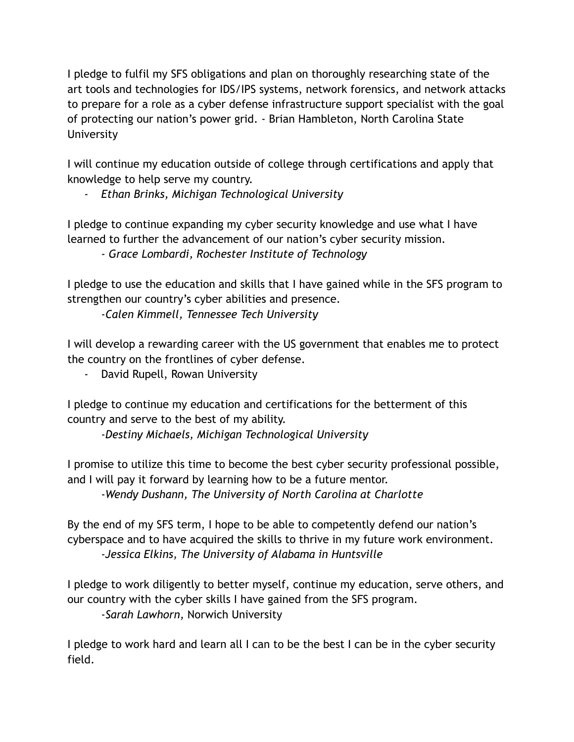I pledge to fulfil my SFS obligations and plan on thoroughly researching state of the art tools and technologies for IDS/IPS systems, network forensics, and network attacks to prepare for a role as a cyber defense infrastructure support specialist with the goal of protecting our nation's power grid. - Brian Hambleton, North Carolina State University

I will continue my education outside of college through certifications and apply that knowledge to help serve my country.

- *Ethan Brinks, Michigan Technological University*

I pledge to continue expanding my cyber security knowledge and use what I have learned to further the advancement of our nation's cyber security mission.

- *Grace Lombardi, Rochester Institute of Technology*

I pledge to use the education and skills that I have gained while in the SFS program to strengthen our country's cyber abilities and presence.

-*Calen Kimmell, Tennessee Tech University*

I will develop a rewarding career with the US government that enables me to protect the country on the frontlines of cyber defense.

- David Rupell, Rowan University

I pledge to continue my education and certifications for the betterment of this country and serve to the best of my ability.

-*Destiny Michaels, Michigan Technological University*

I promise to utilize this time to become the best cyber security professional possible, and I will pay it forward by learning how to be a future mentor.

-*Wendy Dushann, The University of North Carolina at Charlotte*

By the end of my SFS term, I hope to be able to competently defend our nation's cyberspace and to have acquired the skills to thrive in my future work environment.

-*Jessica Elkins, The University of Alabama in Huntsville*

I pledge to work diligently to better myself, continue my education, serve others, and our country with the cyber skills I have gained from the SFS program.

-*Sarah Lawhorn,* Norwich University

I pledge to work hard and learn all I can to be the best I can be in the cyber security field.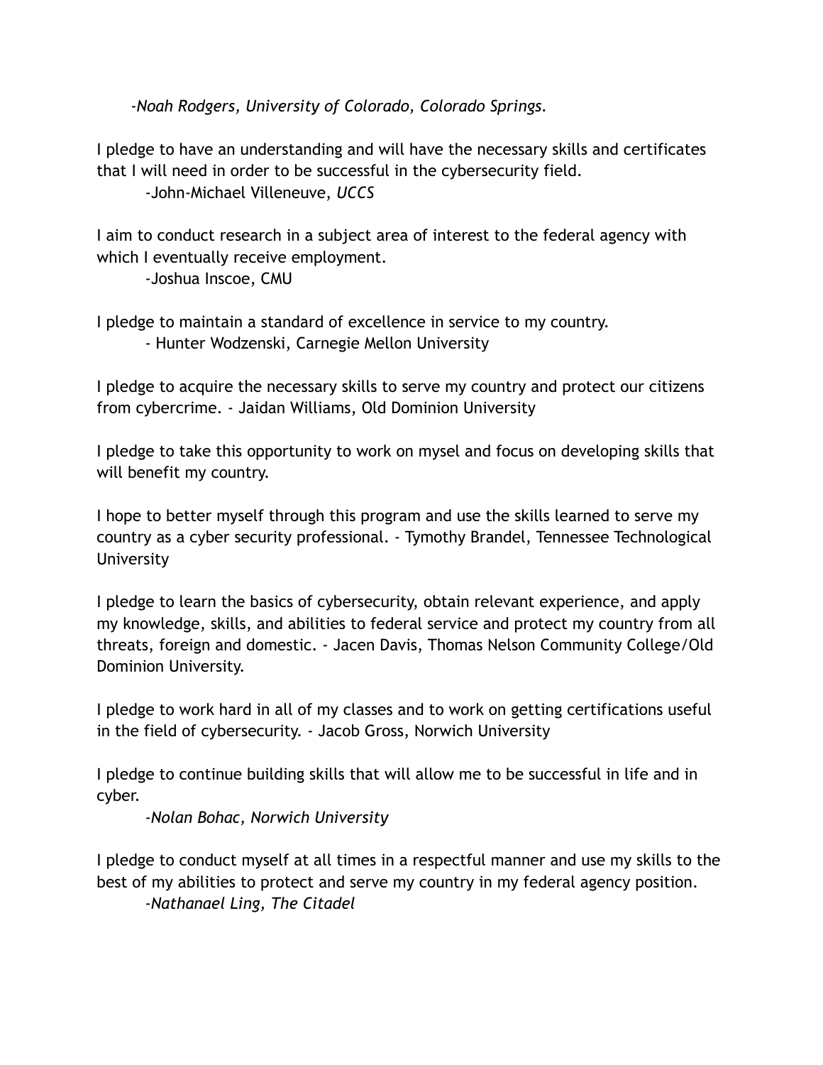*-Noah Rodgers, University of Colorado, Colorado Springs.*

I pledge to have an understanding and will have the necessary skills and certificates that I will need in order to be successful in the cybersecurity field.

-John-Michael Villeneuve, *UCCS*

I aim to conduct research in a subject area of interest to the federal agency with which I eventually receive employment.

-Joshua Inscoe, CMU

I pledge to maintain a standard of excellence in service to my country.

- Hunter Wodzenski, Carnegie Mellon University

I pledge to acquire the necessary skills to serve my country and protect our citizens from cybercrime. - Jaidan Williams, Old Dominion University

I pledge to take this opportunity to work on mysel and focus on developing skills that will benefit my country.

I hope to better myself through this program and use the skills learned to serve my country as a cyber security professional. - Tymothy Brandel, Tennessee Technological University

I pledge to learn the basics of cybersecurity, obtain relevant experience, and apply my knowledge, skills, and abilities to federal service and protect my country from all threats, foreign and domestic. - Jacen Davis, Thomas Nelson Community College/Old Dominion University.

I pledge to work hard in all of my classes and to work on getting certifications useful in the field of cybersecurity. - Jacob Gross, Norwich University

I pledge to continue building skills that will allow me to be successful in life and in cyber.

*-Nolan Bohac, Norwich University*

I pledge to conduct myself at all times in a respectful manner and use my skills to the best of my abilities to protect and serve my country in my federal agency position.

*-Nathanael Ling, The Citadel*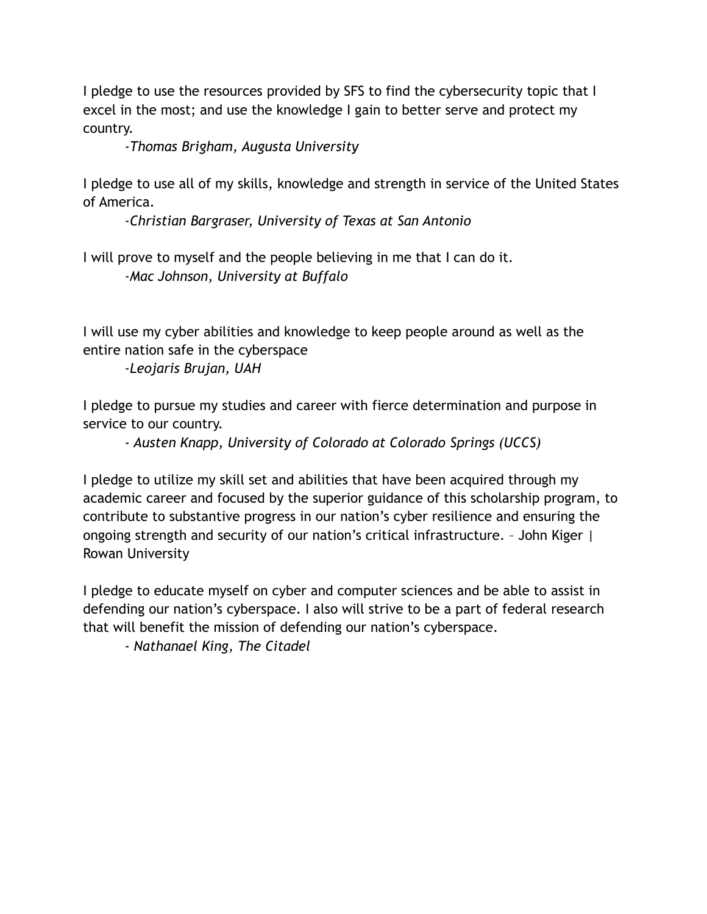I pledge to use the resources provided by SFS to find the cybersecurity topic that I excel in the most; and use the knowledge I gain to better serve and protect my country.

*-Thomas Brigham, Augusta University*

I pledge to use all of my skills, knowledge and strength in service of the United States of America.

*-Christian Bargraser, University of Texas at San Antonio*

I will prove to myself and the people believing in me that I can do it.

*-Mac Johnson, University at Buffalo*

I will use my cyber abilities and knowledge to keep people around as well as the entire nation safe in the cyberspace

*-Leojaris Brujan, UAH*

I pledge to pursue my studies and career with fierce determination and purpose in service to our country.

*- Austen Knapp, University of Colorado at Colorado Springs (UCCS)*

I pledge to utilize my skill set and abilities that have been acquired through my academic career and focused by the superior guidance of this scholarship program, to contribute to substantive progress in our nation's cyber resilience and ensuring the ongoing strength and security of our nation's critical infrastructure. – John Kiger | Rowan University

I pledge to educate myself on cyber and computer sciences and be able to assist in defending our nation's cyberspace. I also will strive to be a part of federal research that will benefit the mission of defending our nation's cyberspace.

*- Nathanael King, The Citadel*